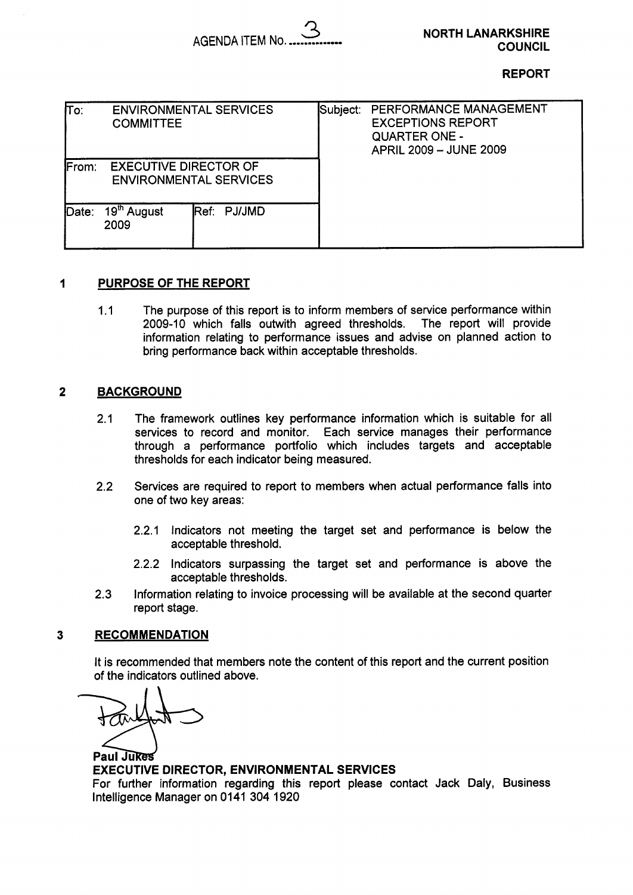AGENDA ITEM No. 3

**NORTH LANARKSHIRE COUNCIL**

**REPORT**

| To: ENVIRONMENTAL SERVICES COMMITTEE | | Subject: PERFORMANCE MANAGEMENT EXCEPTIONS REPORT QUARTER ONE - APRIL 2009 – JUNE 2009 |
|---|---|---|
| From: EXECUTIVE DIRECTOR OF ENVIRONMENTAL SERVICES | | |
| Date: 19th August 2009 | Ref: PJ/JMD | |

## 1 PURPOSE OF THE REPORT

1.1 The purpose of this report is to inform members of service performance within 2009-10 which falls outwith agreed thresholds. The report will provide information relating to performance issues and advise on planned action to bring performance back within acceptable thresholds.

## 2 BACKGROUND

2.1 The framework outlines key performance information which is suitable for all services to record and monitor. Each service manages their performance through a performance portfolio which includes targets and acceptable thresholds for each indicator being measured.

2.2 Services are required to report to members when actual performance falls into one of two key areas:

2.2.1 Indicators not meeting the target set and performance is below the acceptable threshold.

2.2.2 Indicators surpassing the target set and performance is above the acceptable thresholds.

2.3 Information relating to invoice processing will be available at the second quarter report stage.

## 3 RECOMMENDATION

It is recommended that members note the content of this report and the current position of the indicators outlined above.

**Paul Jukes**
**EXECUTIVE DIRECTOR, ENVIRONMENTAL SERVICES**
For further information regarding this report please contact Jack Daly, Business Intelligence Manager on 0141 304 1920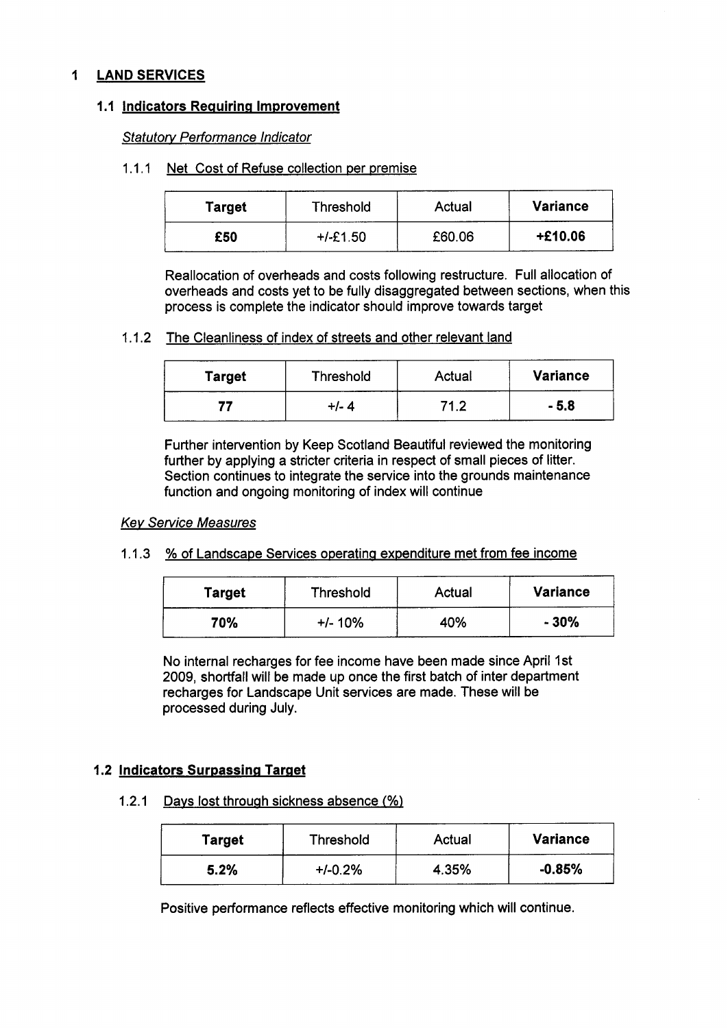# 1 LAND SERVICES

## 1.1 Indicators Requiring Improvement

*Statutory Performance Indicator*

### 1.1.1 Net Cost of Refuse collection per premise

| Target | Threshold | Actual | Variance |
|---|---|---|---|
| **£50** | +/-£1.50 | £60.06 | **+£10.06** |

Reallocation of overheads and costs following restructure. Full allocation of overheads and costs yet to be fully disaggregated between sections, when this process is complete the indicator should improve towards target

### 1.1.2 The Cleanliness of index of streets and other relevant land

| Target | Threshold | Actual | Variance |
|---|---|---|---|
| **77** | +/- 4 | 71.2 | **- 5.8** |

Further intervention by Keep Scotland Beautiful reviewed the monitoring further by applying a stricter criteria in respect of small pieces of litter. Section continues to integrate the service into the grounds maintenance function and ongoing monitoring of index will continue

*Key Service Measures*

### 1.1.3 % of Landscape Services operating expenditure met from fee income

| Target | Threshold | Actual | Variance |
|---|---|---|---|
| **70%** | +/- 10% | 40% | **- 30%** |

No internal recharges for fee income have been made since April 1st 2009, shortfall will be made up once the first batch of inter department recharges for Landscape Unit services are made. These will be processed during July.

## 1.2 Indicators Surpassing Target

### 1.2.1 Days lost through sickness absence (%)

| Target | Threshold | Actual | Variance |
|---|---|---|---|
| **5.2%** | +/-0.2% | 4.35% | **-0.85%** |

Positive performance reflects effective monitoring which will continue.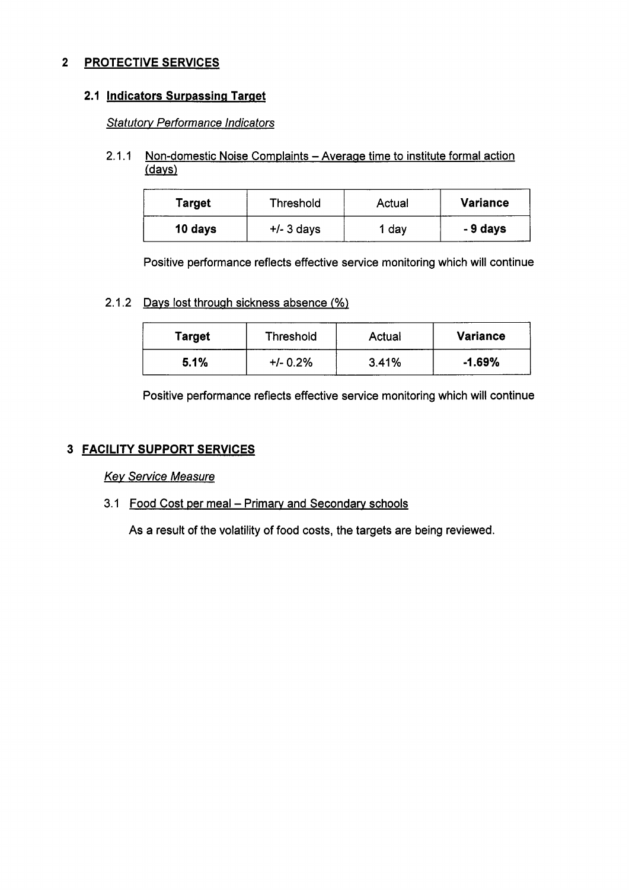## 2 PROTECTIVE SERVICES

### 2.1 Indicators Surpassing Target

*Statutory Performance Indicators*

2.1.1 Non-domestic Noise Complaints – Average time to institute formal action (days)

| **Target** | Threshold | Actual | **Variance** |
|---|---|---|---|
| **10 days** | +/- 3 days | 1 day | **- 9 days** |

Positive performance reflects effective service monitoring which will continue

2.1.2 Days lost through sickness absence (%)

| **Target** | Threshold | Actual | **Variance** |
|---|---|---|---|
| **5.1%** | +/- 0.2% | 3.41% | **-1.69%** |

Positive performance reflects effective service monitoring which will continue

## 3 FACILITY SUPPORT SERVICES

*Key Service Measure*

3.1 Food Cost per meal – Primary and Secondary schools

As a result of the volatility of food costs, the targets are being reviewed.